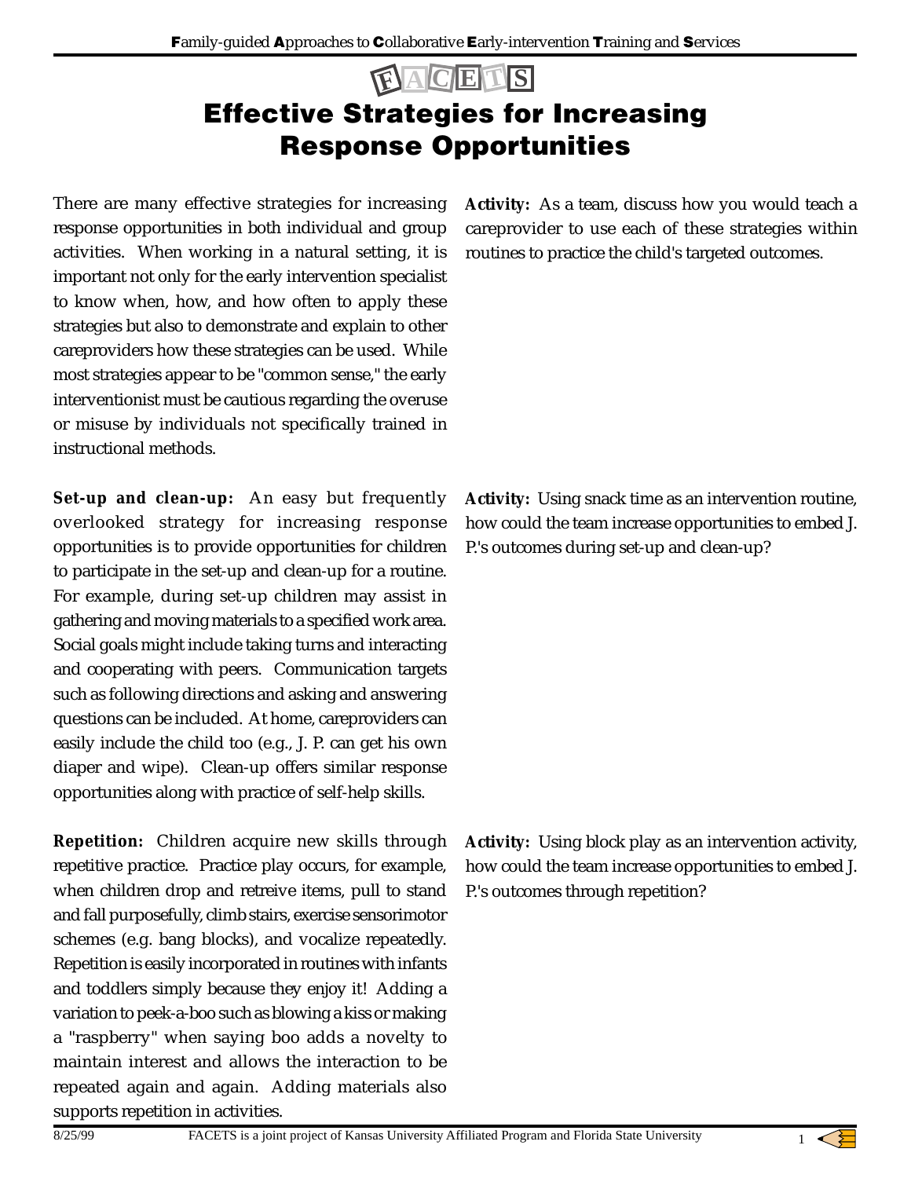# FACETS

# Effective Strategies for Increasing Response Opportunities

There are many effective strategies for increasing response opportunities in both individual and group activities. When working in a natural setting, it is important not only for the early intervention specialist to know when, how, and how often to apply these strategies but also to demonstrate and explain to other careproviders how these strategies can be used. While most strategies appear to be "common sense," the early interventionist must be cautious regarding the overuse or misuse by individuals not specifically trained in instructional methods.

**Activity:** As a team, discuss how you would teach a careprovider to use each of these strategies within routines to practice the child's targeted outcomes.

**Set-up and clean-up:** An easy but frequently overlooked strategy for increasing response opportunities is to provide opportunities for children to participate in the set-up and clean-up for a routine. For example, during set-up children may assist in gathering and moving materials to a specified work area. Social goals might include taking turns and interacting and cooperating with peers. Communication targets such as following directions and asking and answering questions can be included. At home, careproviders can easily include the child too (e.g., J. P. can get his own diaper and wipe). Clean-up offers similar response opportunities along with practice of self-help skills.

**Activity:** Using snack time as an intervention routine, how could the team increase opportunities to embed J. P.'s outcomes during set-up and clean-up?

**Repetition:** Children acquire new skills through repetitive practice. Practice play occurs, for example, when children drop and retreive items, pull to stand and fall purposefully, climb stairs, exercise sensorimotor schemes (e.g. bang blocks), and vocalize repeatedly. Repetition is easily incorporated in routines with infants and toddlers simply because they enjoy it! Adding a variation to peek-a-boo such as blowing a kiss or making a "raspberry" when saying boo adds a novelty to maintain interest and allows the interaction to be repeated again and again. Adding materials also supports repetition in activities.

**Activity:** Using block play as an intervention activity, how could the team increase opportunities to embed J. P.'s outcomes through repetition?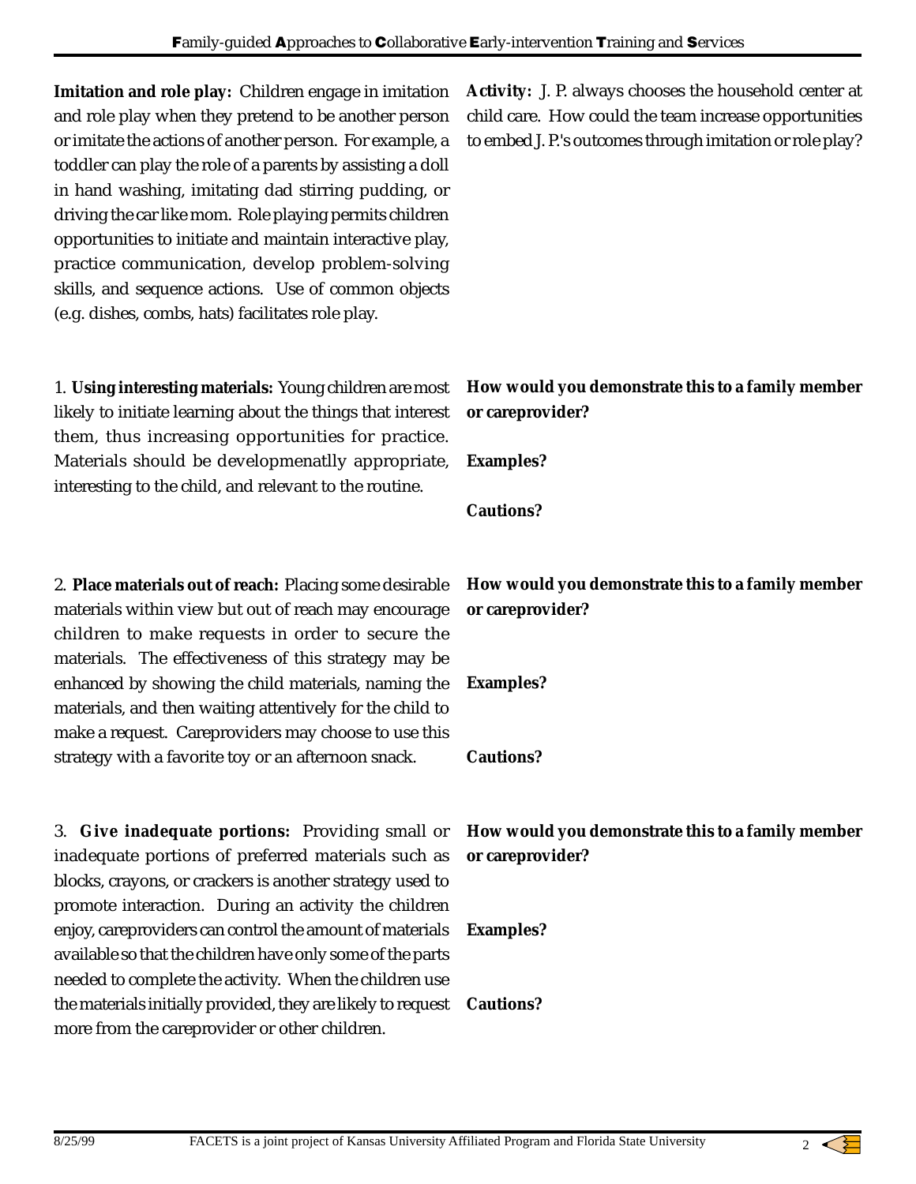**Imitation and role play:** Children engage in imitation and role play when they pretend to be another person or imitate the actions of another person. For example, a toddler can play the role of a parents by assisting a doll in hand washing, imitating dad stirring pudding, or driving the car like mom. Role playing permits children opportunities to initiate and maintain interactive play, practice communication, develop problem-solving skills, and sequence actions. Use of common objects (e.g. dishes, combs, hats) facilitates role play.

**Activity:** J. P. always chooses the household center at child care. How could the team increase opportunities to embed J. P.'s outcomes through imitation or role play?

1. **Using interesting materials:** Young children are most likely to initiate learning about the things that interest them, thus increasing opportunities for practice. Materials should be developmenatlly appropriate, interesting to the child, and relevant to the routine.

**How would you demonstrate this to a family member or careprovider?**

**Examples?**

**Cautions?**

2. **Place materials out of reach:** Placing some desirable materials within view but out of reach may encourage children to make requests in order to secure the materials. The effectiveness of this strategy may be enhanced by showing the child materials, naming the materials, and then waiting attentively for the child to make a request. Careproviders may choose to use this strategy with a favorite toy or an afternoon snack.

**How would you demonstrate this to a family member or careprovider?**

**Examples?**

**Cautions?**

3. **Give inadequate portions:** Providing small or inadequate portions of preferred materials such as blocks, crayons, or crackers is another strategy used to promote interaction. During an activity the children enjoy, careproviders can control the amount of materials available so that the children have only some of the parts needed to complete the activity. When the children use the materials initially provided, they are likely to request more from the careprovider or other children.

**How would you demonstrate this to a family member or careprovider?**

**Examples?**

**Cautions?**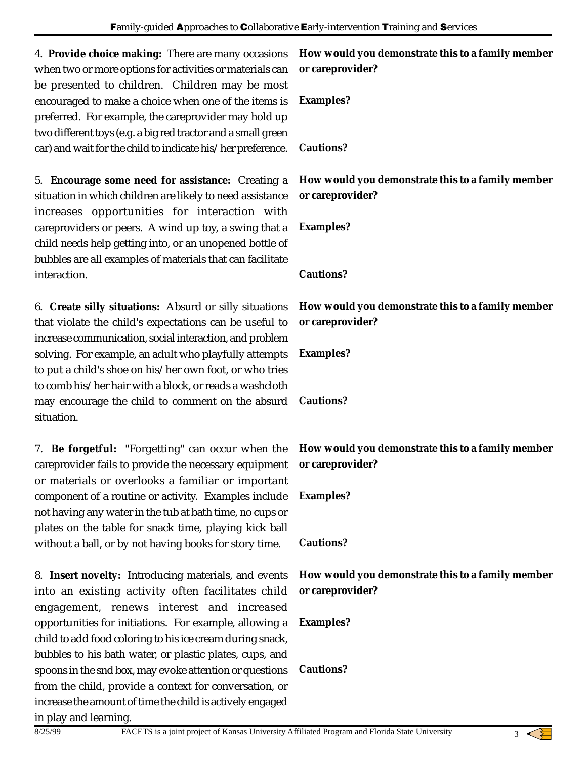4. **Provide choice making:** There are many occasions when two or more options for activities or materials can be presented to children. Children may be most encouraged to make a choice when one of the items is preferred. For example, the careprovider may hold up two different toys (e.g. a big red tractor and a small green car) and wait for the child to indicate his/her preference.

**How would you demonstrate this to a family member or careprovider?**

**Examples?**

**Cautions?**

5. **Encourage some need for assistance:** Creating a situation in which children are likely to need assistance increases opportunities for interaction with careproviders or peers. A wind up toy, a swing that a child needs help getting into, or an unopened bottle of bubbles are all examples of materials that can facilitate interaction.

**How would you demonstrate this to a family member or careprovider?**

**Examples?**

**Cautions?**

6. **Create silly situations:** Absurd or silly situations that violate the child's expectations can be useful to increase communication, social interaction, and problem solving. For example, an adult who playfully attempts to put a child's shoe on his/her own foot, or who tries to comb his/her hair with a block, or reads a washcloth may encourage the child to comment on the absurd situation.

**How would you demonstrate this to a family member or careprovider?**

**Examples?**

**Cautions?**

7. **Be forgetful:** "Forgetting" can occur when the careprovider fails to provide the necessary equipment or materials or overlooks a familiar or important component of a routine or activity. Examples include not having any water in the tub at bath time, no cups or plates on the table for snack time, playing kick ball without a ball, or by not having books for story time.

**How would you demonstrate this to a family member or careprovider?**

**Examples?**

**Cautions?**

8. **Insert novelty:** Introducing materials, and events into an existing activity often facilitates child engagement, renews interest and increased opportunities for initiations. For example, allowing a child to add food coloring to his ice cream during snack, bubbles to his bath water, or plastic plates, cups, and spoons in the snd box, may evoke attention or questions from the child, provide a context for conversation, or increase the amount of time the child is actively engaged in play and learning.

**How would you demonstrate this to a family member or careprovider?**

**Examples?**

**Cautions?**